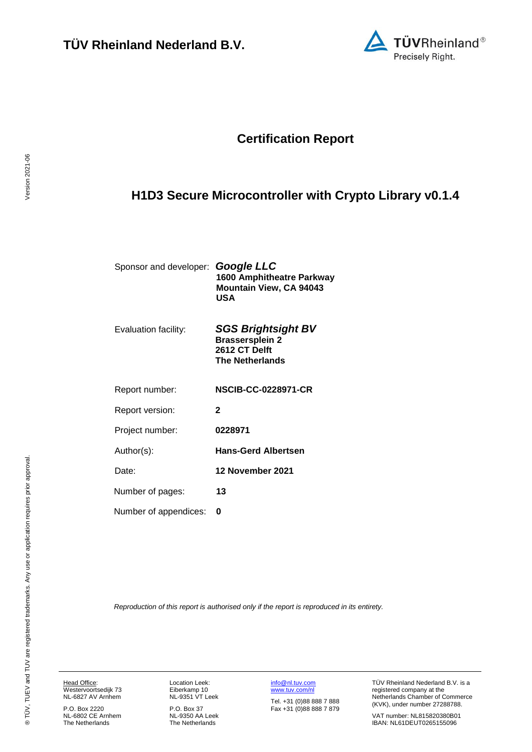**TÜV Rheinland Nederland B.V.**

# Certification Report

## H1D3 Secure Microcontroller with Crypto Library v0.1.4

| | |
|---|---|
| Sponsor and developer: | ***Google LLC***<br>**1600 Amphitheatre Parkway**<br>**Mountain View, CA 94043**<br>**USA** |
| Evaluation facility: | ***SGS Brightsight BV***<br>**Brassersplein 2**<br>**2612 CT Delft**<br>**The Netherlands** |
| Report number: | **NSCIB-CC-0228971-CR** |
| Report version: | **2** |
| Project number: | **0228971** |
| Author(s): | **Hans-Gerd Albertsen** |
| Date: | **12 November 2021** |
| Number of pages: | **13** |
| Number of appendices: | **0** |

*Reproduction of this report is authorised only if the report is reproduced in its entirety.*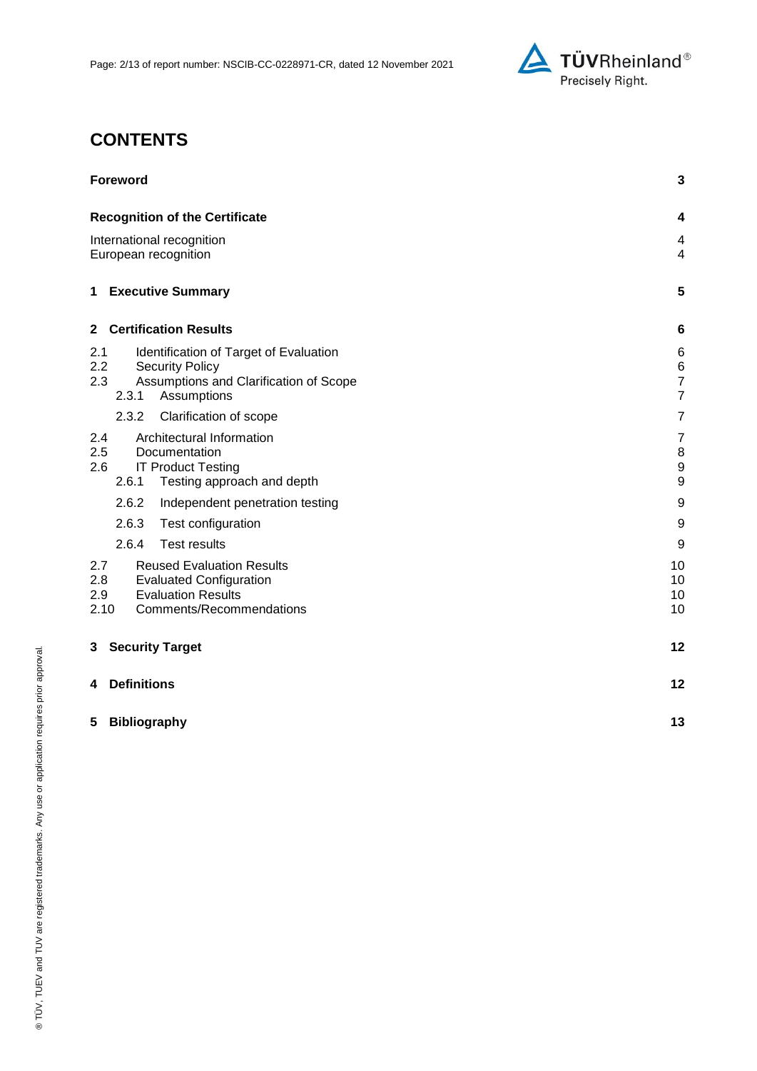# CONTENTS

| | |
|---|---|
| **Foreword** | **3** |
| **Recognition of the Certificate** | **4** |
| International recognition | 4 |
| European recognition | 4 |
| **1 Executive Summary** | **5** |
| **2 Certification Results** | **6** |
| 2.1 Identification of Target of Evaluation | 6 |
| 2.2 Security Policy | 6 |
| 2.3 Assumptions and Clarification of Scope | 7 |
| 2.3.1 Assumptions | 7 |
| 2.3.2 Clarification of scope | 7 |
| 2.4 Architectural Information | 7 |
| 2.5 Documentation | 8 |
| 2.6 IT Product Testing | 9 |
| 2.6.1 Testing approach and depth | 9 |
| 2.6.2 Independent penetration testing | 9 |
| 2.6.3 Test configuration | 9 |
| 2.6.4 Test results | 9 |
| 2.7 Reused Evaluation Results | 10 |
| 2.8 Evaluated Configuration | 10 |
| 2.9 Evaluation Results | 10 |
| 2.10 Comments/Recommendations | 10 |
| **3 Security Target** | **12** |
| **4 Definitions** | **12** |
| **5 Bibliography** | **13** |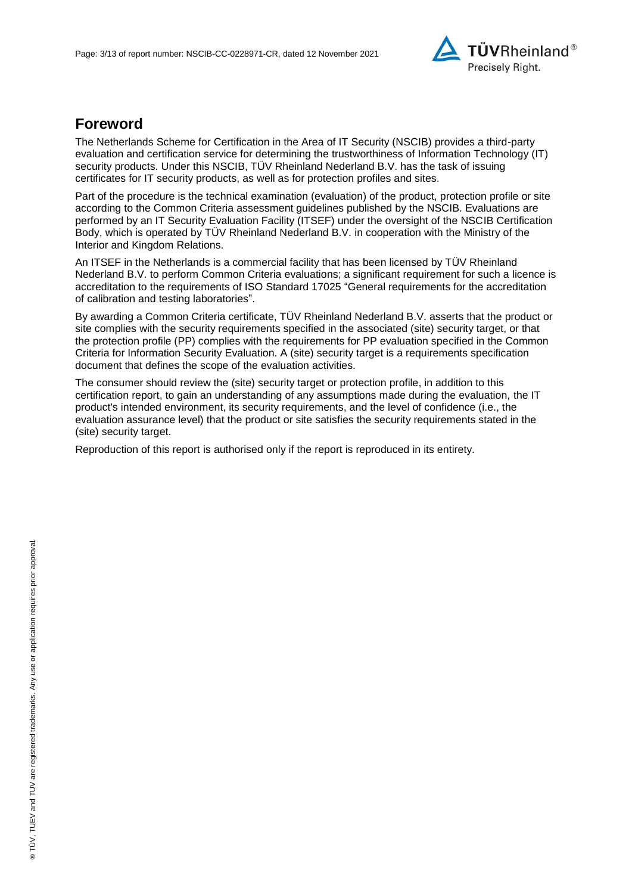## Foreword

The Netherlands Scheme for Certification in the Area of IT Security (NSCIB) provides a third-party evaluation and certification service for determining the trustworthiness of Information Technology (IT) security products. Under this NSCIB, TÜV Rheinland Nederland B.V. has the task of issuing certificates for IT security products, as well as for protection profiles and sites.

Part of the procedure is the technical examination (evaluation) of the product, protection profile or site according to the Common Criteria assessment guidelines published by the NSCIB. Evaluations are performed by an IT Security Evaluation Facility (ITSEF) under the oversight of the NSCIB Certification Body, which is operated by TÜV Rheinland Nederland B.V. in cooperation with the Ministry of the Interior and Kingdom Relations.

An ITSEF in the Netherlands is a commercial facility that has been licensed by TÜV Rheinland Nederland B.V. to perform Common Criteria evaluations; a significant requirement for such a licence is accreditation to the requirements of ISO Standard 17025 "General requirements for the accreditation of calibration and testing laboratories".

By awarding a Common Criteria certificate, TÜV Rheinland Nederland B.V. asserts that the product or site complies with the security requirements specified in the associated (site) security target, or that the protection profile (PP) complies with the requirements for PP evaluation specified in the Common Criteria for Information Security Evaluation. A (site) security target is a requirements specification document that defines the scope of the evaluation activities.

The consumer should review the (site) security target or protection profile, in addition to this certification report, to gain an understanding of any assumptions made during the evaluation, the IT product's intended environment, its security requirements, and the level of confidence (i.e., the evaluation assurance level) that the product or site satisfies the security requirements stated in the (site) security target.

Reproduction of this report is authorised only if the report is reproduced in its entirety.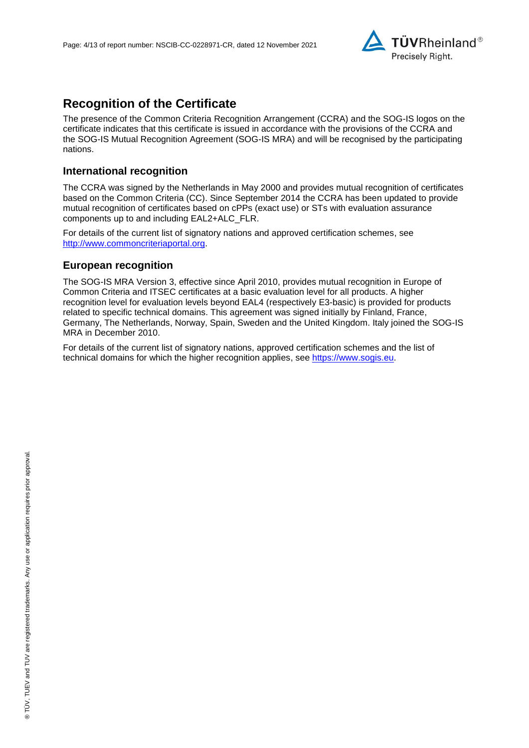# Recognition of the Certificate

The presence of the Common Criteria Recognition Arrangement (CCRA) and the SOG-IS logos on the certificate indicates that this certificate is issued in accordance with the provisions of the CCRA and the SOG-IS Mutual Recognition Agreement (SOG-IS MRA) and will be recognised by the participating nations.

## International recognition

The CCRA was signed by the Netherlands in May 2000 and provides mutual recognition of certificates based on the Common Criteria (CC). Since September 2014 the CCRA has been updated to provide mutual recognition of certificates based on cPPs (exact use) or STs with evaluation assurance components up to and including EAL2+ALC_FLR.

For details of the current list of signatory nations and approved certification schemes, see [http://www.commoncriteriaportal.org](http://www.commoncriteriaportal.org).

## European recognition

The SOG-IS MRA Version 3, effective since April 2010, provides mutual recognition in Europe of Common Criteria and ITSEC certificates at a basic evaluation level for all products. A higher recognition level for evaluation levels beyond EAL4 (respectively E3-basic) is provided for products related to specific technical domains. This agreement was signed initially by Finland, France, Germany, The Netherlands, Norway, Spain, Sweden and the United Kingdom. Italy joined the SOG-IS MRA in December 2010.

For details of the current list of signatory nations, approved certification schemes and the list of technical domains for which the higher recognition applies, see [https://www.sogis.eu](https://www.sogis.eu).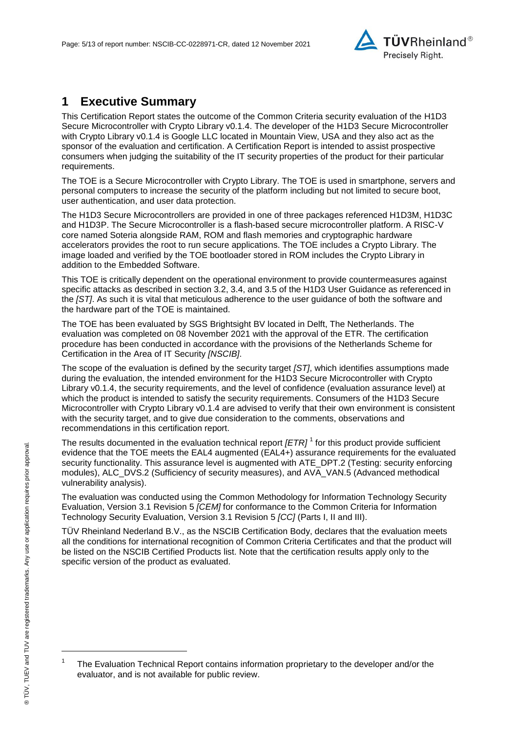# 1 Executive Summary

This Certification Report states the outcome of the Common Criteria security evaluation of the H1D3 Secure Microcontroller with Crypto Library v0.1.4. The developer of the H1D3 Secure Microcontroller with Crypto Library v0.1.4 is Google LLC located in Mountain View, USA and they also act as the sponsor of the evaluation and certification. A Certification Report is intended to assist prospective consumers when judging the suitability of the IT security properties of the product for their particular requirements.

The TOE is a Secure Microcontroller with Crypto Library. The TOE is used in smartphone, servers and personal computers to increase the security of the platform including but not limited to secure boot, user authentication, and user data protection.

The H1D3 Secure Microcontrollers are provided in one of three packages referenced H1D3M, H1D3C and H1D3P. The Secure Microcontroller is a flash-based secure microcontroller platform. A RISC-V core named Soteria alongside RAM, ROM and flash memories and cryptographic hardware accelerators provides the root to run secure applications. The TOE includes a Crypto Library. The image loaded and verified by the TOE bootloader stored in ROM includes the Crypto Library in addition to the Embedded Software.

This TOE is critically dependent on the operational environment to provide countermeasures against specific attacks as described in section 3.2, 3.4, and 3.5 of the H1D3 User Guidance as referenced in the *[ST]*. As such it is vital that meticulous adherence to the user guidance of both the software and the hardware part of the TOE is maintained.

The TOE has been evaluated by SGS Brightsight BV located in Delft, The Netherlands. The evaluation was completed on 08 November 2021 with the approval of the ETR. The certification procedure has been conducted in accordance with the provisions of the Netherlands Scheme for Certification in the Area of IT Security *[NSCIB]*.

The scope of the evaluation is defined by the security target *[ST]*, which identifies assumptions made during the evaluation, the intended environment for the H1D3 Secure Microcontroller with Crypto Library v0.1.4, the security requirements, and the level of confidence (evaluation assurance level) at which the product is intended to satisfy the security requirements. Consumers of the H1D3 Secure Microcontroller with Crypto Library v0.1.4 are advised to verify that their own environment is consistent with the security target, and to give due consideration to the comments, observations and recommendations in this certification report.

The results documented in the evaluation technical report *[ETR]* [1] for this product provide sufficient evidence that the TOE meets the EAL4 augmented (EAL4+) assurance requirements for the evaluated security functionality. This assurance level is augmented with ATE_DPT.2 (Testing: security enforcing modules), ALC_DVS.2 (Sufficiency of security measures), and AVA_VAN.5 (Advanced methodical vulnerability analysis).

The evaluation was conducted using the Common Methodology for Information Technology Security Evaluation, Version 3.1 Revision 5 *[CEM]* for conformance to the Common Criteria for Information Technology Security Evaluation, Version 3.1 Revision 5 *[CC]* (Parts I, II and III).

TÜV Rheinland Nederland B.V., as the NSCIB Certification Body, declares that the evaluation meets all the conditions for international recognition of Common Criteria Certificates and that the product will be listed on the NSCIB Certified Products list. Note that the certification results apply only to the specific version of the product as evaluated.

---

[1] The Evaluation Technical Report contains information proprietary to the developer and/or the evaluator, and is not available for public review.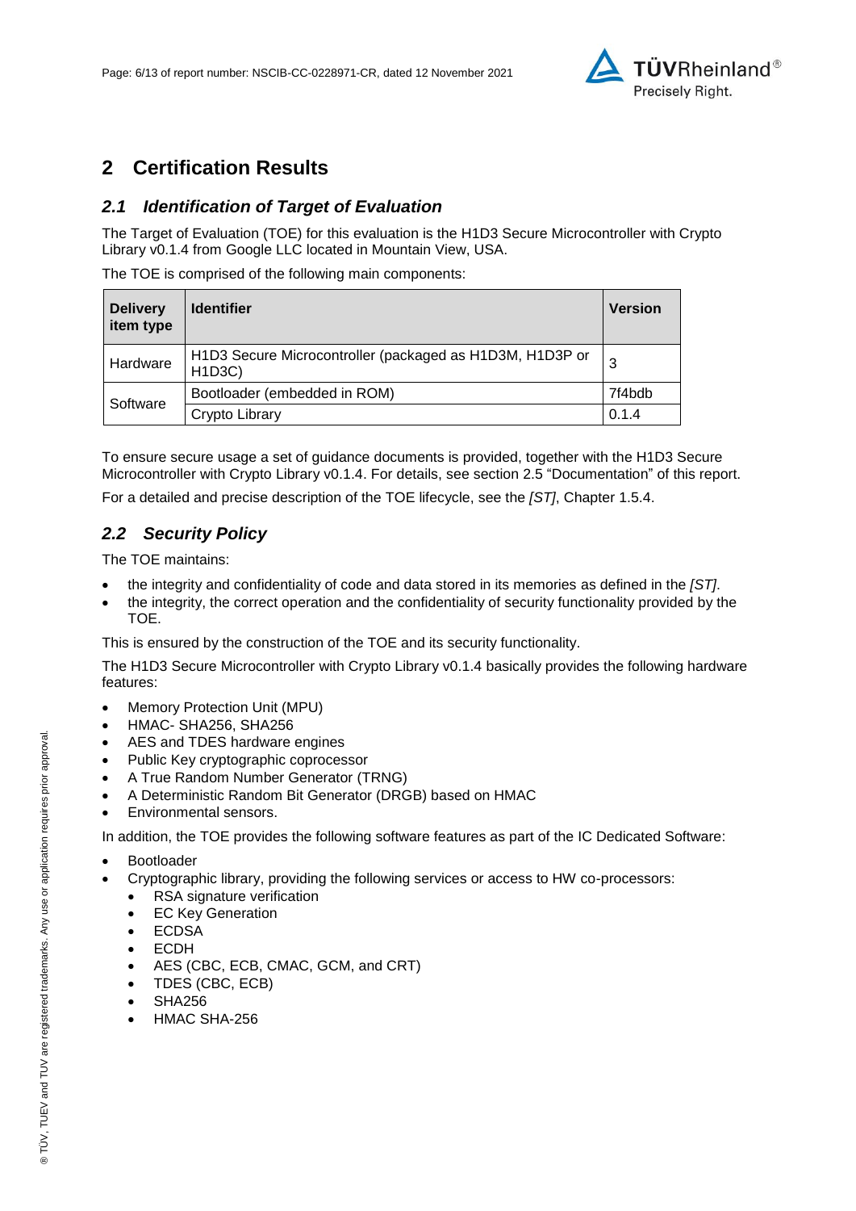## 2 Certification Results

### 2.1 Identification of Target of Evaluation

The Target of Evaluation (TOE) for this evaluation is the H1D3 Secure Microcontroller with Crypto Library v0.1.4 from Google LLC located in Mountain View, USA.

The TOE is comprised of the following main components:

| Delivery item type | Identifier | Version |
|---|---|---|
| Hardware | H1D3 Secure Microcontroller (packaged as H1D3M, H1D3P or H1D3C) | 3 |
| Software | Bootloader (embedded in ROM) | 7f4bdb |
| | Crypto Library | 0.1.4 |

To ensure secure usage a set of guidance documents is provided, together with the H1D3 Secure Microcontroller with Crypto Library v0.1.4. For details, see section 2.5 "Documentation" of this report.

For a detailed and precise description of the TOE lifecycle, see the *[ST]*, Chapter 1.5.4.

### 2.2 Security Policy

The TOE maintains:

- the integrity and confidentiality of code and data stored in its memories as defined in the *[ST]*.
- the integrity, the correct operation and the confidentiality of security functionality provided by the TOE.

This is ensured by the construction of the TOE and its security functionality.

The H1D3 Secure Microcontroller with Crypto Library v0.1.4 basically provides the following hardware features:

- Memory Protection Unit (MPU)
- HMAC- SHA256, SHA256
- AES and TDES hardware engines
- Public Key cryptographic coprocessor
- A True Random Number Generator (TRNG)
- A Deterministic Random Bit Generator (DRGB) based on HMAC
- Environmental sensors.

In addition, the TOE provides the following software features as part of the IC Dedicated Software:

- Bootloader
- Cryptographic library, providing the following services or access to HW co-processors:
  - RSA signature verification
  - EC Key Generation
  - ECDSA
  - ECDH
  - AES (CBC, ECB, CMAC, GCM, and CRT)
  - TDES (CBC, ECB)
  - SHA256
  - HMAC SHA-256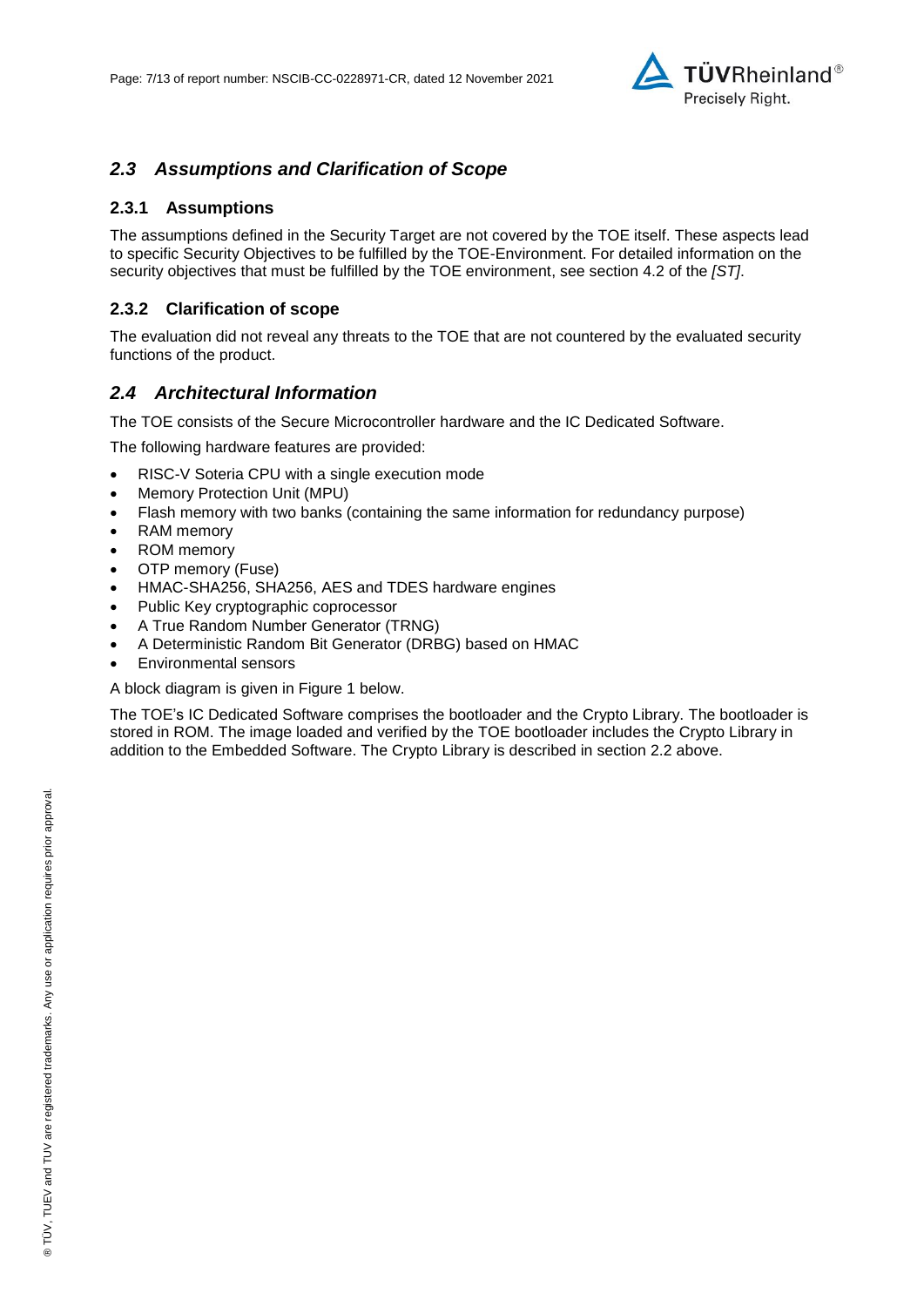## *2.3 Assumptions and Clarification of Scope*

### 2.3.1 Assumptions

The assumptions defined in the Security Target are not covered by the TOE itself. These aspects lead to specific Security Objectives to be fulfilled by the TOE-Environment. For detailed information on the security objectives that must be fulfilled by the TOE environment, see section 4.2 of the *[ST]*.

### 2.3.2 Clarification of scope

The evaluation did not reveal any threats to the TOE that are not countered by the evaluated security functions of the product.

## *2.4 Architectural Information*

The TOE consists of the Secure Microcontroller hardware and the IC Dedicated Software.

The following hardware features are provided:

- RISC-V Soteria CPU with a single execution mode
- Memory Protection Unit (MPU)
- Flash memory with two banks (containing the same information for redundancy purpose)
- RAM memory
- ROM memory
- OTP memory (Fuse)
- HMAC-SHA256, SHA256, AES and TDES hardware engines
- Public Key cryptographic coprocessor
- A True Random Number Generator (TRNG)
- A Deterministic Random Bit Generator (DRBG) based on HMAC
- Environmental sensors

A block diagram is given in Figure 1 below.

The TOE's IC Dedicated Software comprises the bootloader and the Crypto Library. The bootloader is stored in ROM. The image loaded and verified by the TOE bootloader includes the Crypto Library in addition to the Embedded Software. The Crypto Library is described in section 2.2 above.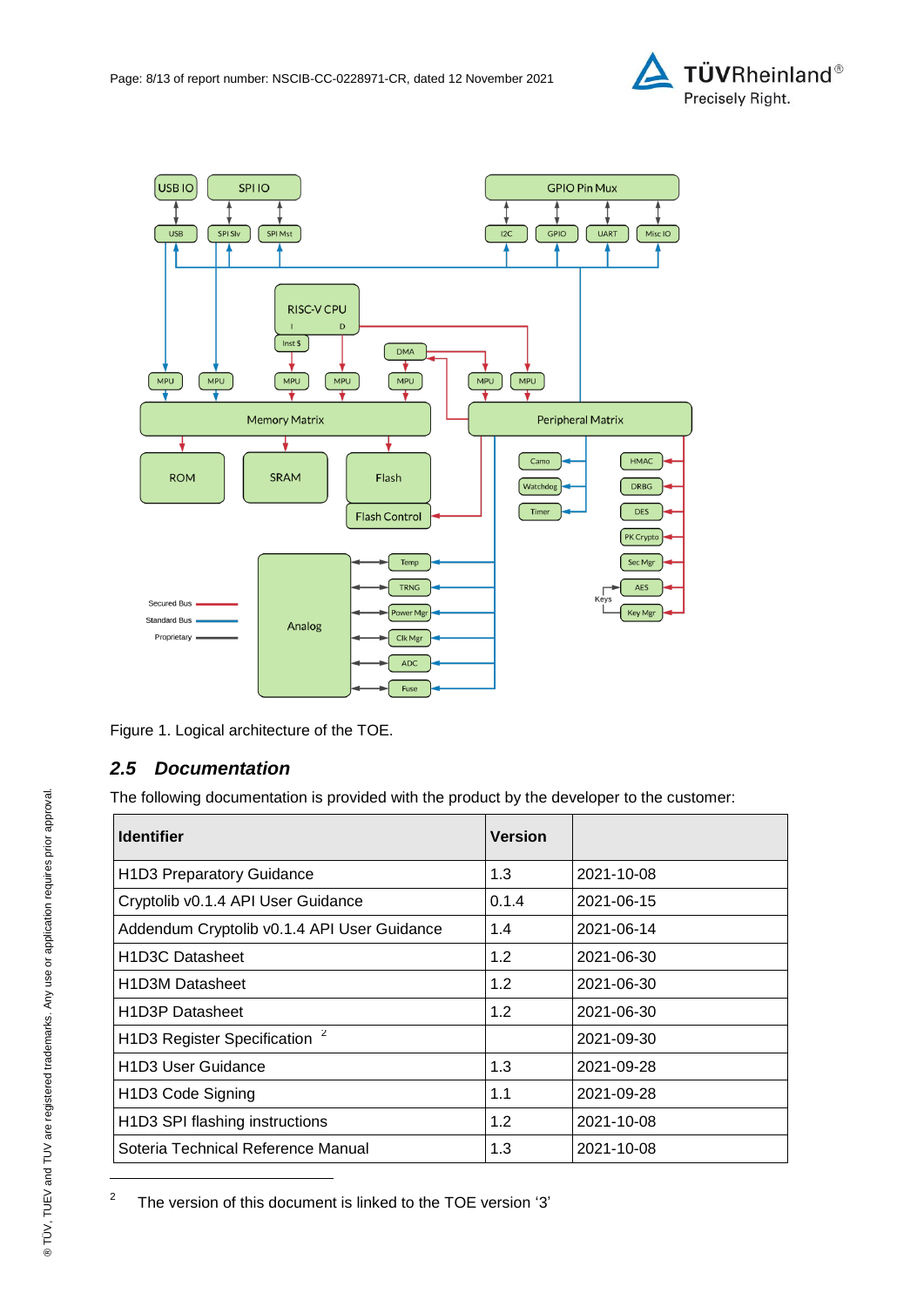Figure 1. Logical architecture of the TOE.

## 2.5 Documentation

The following documentation is provided with the product by the developer to the customer:

| Identifier | Version | |
|---|---|---|
| H1D3 Preparatory Guidance | 1.3 | 2021-10-08 |
| Cryptolib v0.1.4 API User Guidance | 0.1.4 | 2021-06-15 |
| Addendum Cryptolib v0.1.4 API User Guidance | 1.4 | 2021-06-14 |
| H1D3C Datasheet | 1.2 | 2021-06-30 |
| H1D3M Datasheet | 1.2 | 2021-06-30 |
| H1D3P Datasheet | 1.2 | 2021-06-30 |
| H1D3 Register Specification [2] | | 2021-09-30 |
| H1D3 User Guidance | 1.3 | 2021-09-28 |
| H1D3 Code Signing | 1.1 | 2021-09-28 |
| H1D3 SPI flashing instructions | 1.2 | 2021-10-08 |
| Soteria Technical Reference Manual | 1.3 | 2021-10-08 |

[2] The version of this document is linked to the TOE version '3'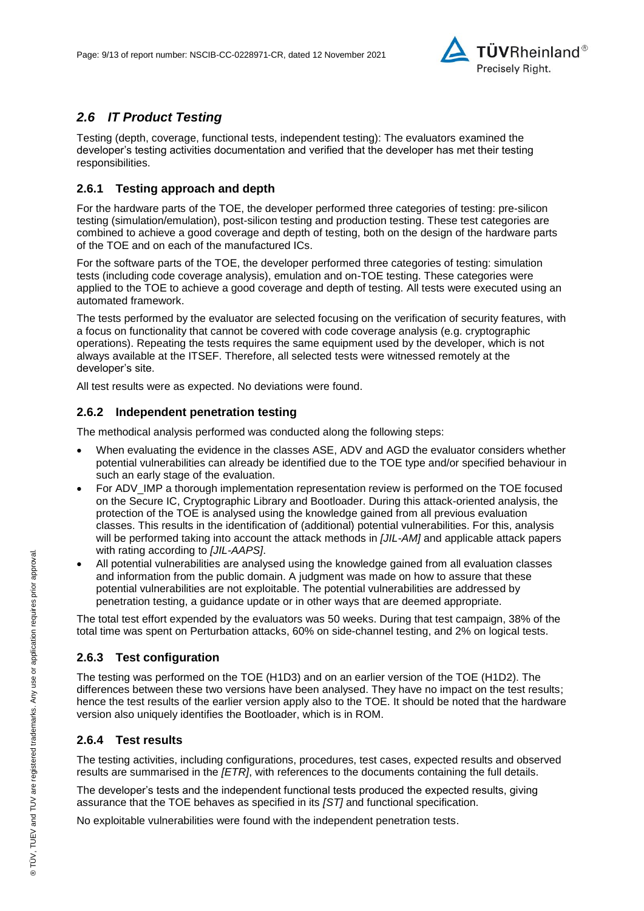## *2.6 IT Product Testing*

Testing (depth, coverage, functional tests, independent testing): The evaluators examined the developer's testing activities documentation and verified that the developer has met their testing responsibilities.

### 2.6.1 Testing approach and depth

For the hardware parts of the TOE, the developer performed three categories of testing: pre-silicon testing (simulation/emulation), post-silicon testing and production testing. These test categories are combined to achieve a good coverage and depth of testing, both on the design of the hardware parts of the TOE and on each of the manufactured ICs.

For the software parts of the TOE, the developer performed three categories of testing: simulation tests (including code coverage analysis), emulation and on-TOE testing. These categories were applied to the TOE to achieve a good coverage and depth of testing. All tests were executed using an automated framework.

The tests performed by the evaluator are selected focusing on the verification of security features, with a focus on functionality that cannot be covered with code coverage analysis (e.g. cryptographic operations). Repeating the tests requires the same equipment used by the developer, which is not always available at the ITSEF. Therefore, all selected tests were witnessed remotely at the developer's site.

All test results were as expected. No deviations were found.

### 2.6.2 Independent penetration testing

The methodical analysis performed was conducted along the following steps:

- When evaluating the evidence in the classes ASE, ADV and AGD the evaluator considers whether potential vulnerabilities can already be identified due to the TOE type and/or specified behaviour in such an early stage of the evaluation.
- For ADV_IMP a thorough implementation representation review is performed on the TOE focused on the Secure IC, Cryptographic Library and Bootloader. During this attack-oriented analysis, the protection of the TOE is analysed using the knowledge gained from all previous evaluation classes. This results in the identification of (additional) potential vulnerabilities. For this, analysis will be performed taking into account the attack methods in *[JIL-AM]* and applicable attack papers with rating according to *[JIL-AAPS]*.
- All potential vulnerabilities are analysed using the knowledge gained from all evaluation classes and information from the public domain. A judgment was made on how to assure that these potential vulnerabilities are not exploitable. The potential vulnerabilities are addressed by penetration testing, a guidance update or in other ways that are deemed appropriate.

The total test effort expended by the evaluators was 50 weeks. During that test campaign, 38% of the total time was spent on Perturbation attacks, 60% on side-channel testing, and 2% on logical tests.

### 2.6.3 Test configuration

The testing was performed on the TOE (H1D3) and on an earlier version of the TOE (H1D2). The differences between these two versions have been analysed. They have no impact on the test results; hence the test results of the earlier version apply also to the TOE. It should be noted that the hardware version also uniquely identifies the Bootloader, which is in ROM.

### 2.6.4 Test results

The testing activities, including configurations, procedures, test cases, expected results and observed results are summarised in the *[ETR]*, with references to the documents containing the full details.

The developer's tests and the independent functional tests produced the expected results, giving assurance that the TOE behaves as specified in its *[ST]* and functional specification.

No exploitable vulnerabilities were found with the independent penetration tests.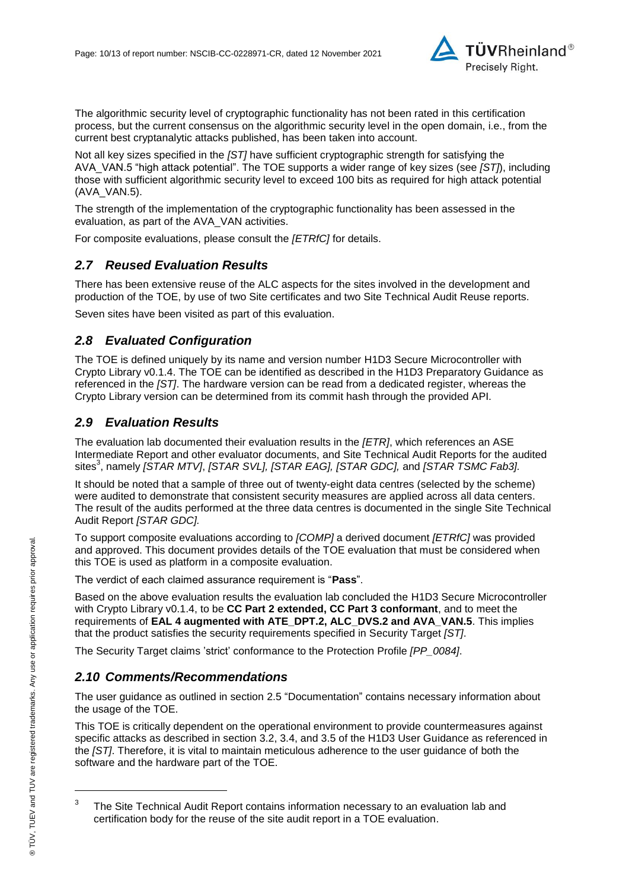The algorithmic security level of cryptographic functionality has not been rated in this certification process, but the current consensus on the algorithmic security level in the open domain, i.e., from the current best cryptanalytic attacks published, has been taken into account.

Not all key sizes specified in the *[ST]* have sufficient cryptographic strength for satisfying the AVA_VAN.5 "high attack potential". The TOE supports a wider range of key sizes (see *[ST]*), including those with sufficient algorithmic security level to exceed 100 bits as required for high attack potential (AVA_VAN.5).

The strength of the implementation of the cryptographic functionality has been assessed in the evaluation, as part of the AVA_VAN activities.

For composite evaluations, please consult the *[ETRfC]* for details.

## *2.7 Reused Evaluation Results*

There has been extensive reuse of the ALC aspects for the sites involved in the development and production of the TOE, by use of two Site certificates and two Site Technical Audit Reuse reports.

Seven sites have been visited as part of this evaluation.

## *2.8 Evaluated Configuration*

The TOE is defined uniquely by its name and version number H1D3 Secure Microcontroller with Crypto Library v0.1.4. The TOE can be identified as described in the H1D3 Preparatory Guidance as referenced in the *[ST]*. The hardware version can be read from a dedicated register, whereas the Crypto Library version can be determined from its commit hash through the provided API.

## *2.9 Evaluation Results*

The evaluation lab documented their evaluation results in the *[ETR]*, which references an ASE Intermediate Report and other evaluator documents, and Site Technical Audit Reports for the audited sites[3], namely *[STAR MTV]*, *[STAR SVL], [STAR EAG], [STAR GDC],* and *[STAR TSMC Fab3].*

It should be noted that a sample of three out of twenty-eight data centres (selected by the scheme) were audited to demonstrate that consistent security measures are applied across all data centers. The result of the audits performed at the three data centres is documented in the single Site Technical Audit Report *[STAR GDC].*

To support composite evaluations according to *[COMP]* a derived document *[ETRfC]* was provided and approved. This document provides details of the TOE evaluation that must be considered when this TOE is used as platform in a composite evaluation.

The verdict of each claimed assurance requirement is "**Pass**".

Based on the above evaluation results the evaluation lab concluded the H1D3 Secure Microcontroller with Crypto Library v0.1.4, to be **CC Part 2 extended, CC Part 3 conformant**, and to meet the requirements of **EAL 4 augmented with ATE_DPT.2, ALC_DVS.2 and AVA_VAN.5**. This implies that the product satisfies the security requirements specified in Security Target *[ST]*.

The Security Target claims 'strict' conformance to the Protection Profile *[PP_0084]*.

## *2.10 Comments/Recommendations*

The user guidance as outlined in section 2.5 "Documentation" contains necessary information about the usage of the TOE.

This TOE is critically dependent on the operational environment to provide countermeasures against specific attacks as described in section 3.2, 3.4, and 3.5 of the H1D3 User Guidance as referenced in the *[ST]*. Therefore, it is vital to maintain meticulous adherence to the user guidance of both the software and the hardware part of the TOE.

[3] The Site Technical Audit Report contains information necessary to an evaluation lab and certification body for the reuse of the site audit report in a TOE evaluation.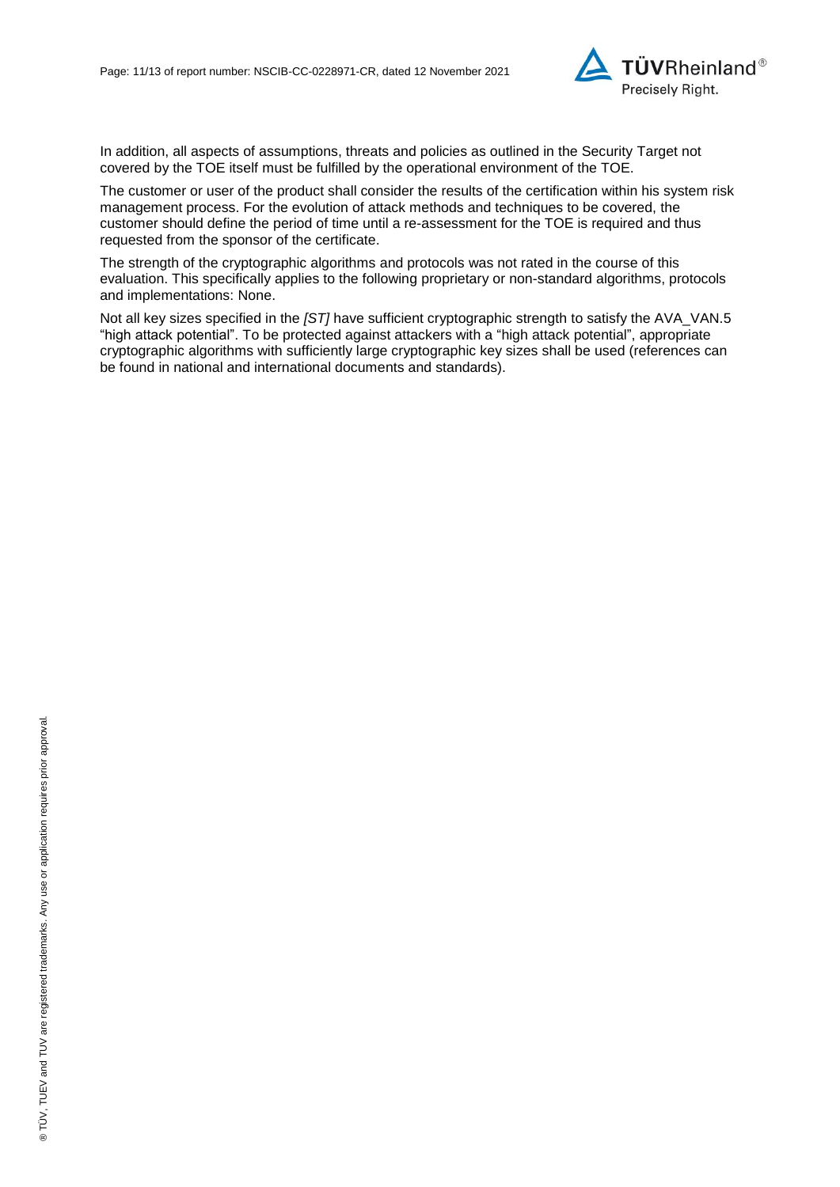In addition, all aspects of assumptions, threats and policies as outlined in the Security Target not covered by the TOE itself must be fulfilled by the operational environment of the TOE.

The customer or user of the product shall consider the results of the certification within his system risk management process. For the evolution of attack methods and techniques to be covered, the customer should define the period of time until a re-assessment for the TOE is required and thus requested from the sponsor of the certificate.

The strength of the cryptographic algorithms and protocols was not rated in the course of this evaluation. This specifically applies to the following proprietary or non-standard algorithms, protocols and implementations: None.

Not all key sizes specified in the *[ST]* have sufficient cryptographic strength to satisfy the AVA_VAN.5 "high attack potential". To be protected against attackers with a "high attack potential", appropriate cryptographic algorithms with sufficiently large cryptographic key sizes shall be used (references can be found in national and international documents and standards).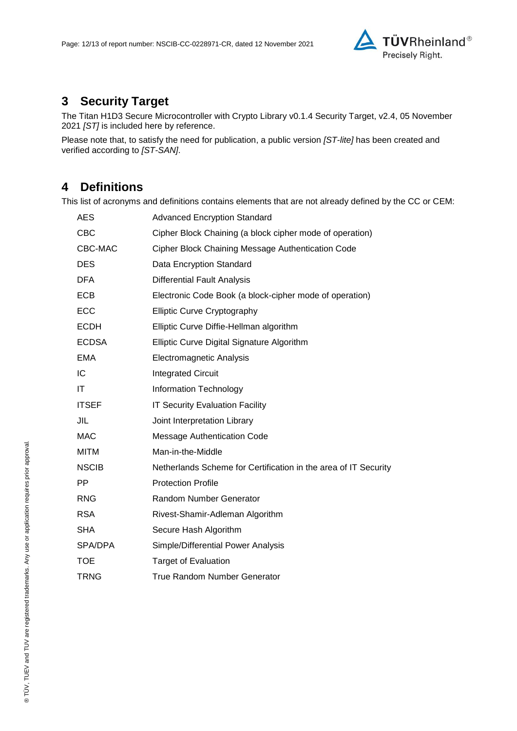## 3 Security Target

The Titan H1D3 Secure Microcontroller with Crypto Library v0.1.4 Security Target, v2.4, 05 November 2021 *[ST]* is included here by reference.

Please note that, to satisfy the need for publication, a public version *[ST-lite]* has been created and verified according to *[ST-SAN]*.

## 4 Definitions

This list of acronyms and definitions contains elements that are not already defined by the CC or CEM:

| | |
|---|---|
| AES | Advanced Encryption Standard |
| CBC | Cipher Block Chaining (a block cipher mode of operation) |
| CBC-MAC | Cipher Block Chaining Message Authentication Code |
| DES | Data Encryption Standard |
| DFA | Differential Fault Analysis |
| ECB | Electronic Code Book (a block-cipher mode of operation) |
| ECC | Elliptic Curve Cryptography |
| ECDH | Elliptic Curve Diffie-Hellman algorithm |
| ECDSA | Elliptic Curve Digital Signature Algorithm |
| EMA | Electromagnetic Analysis |
| IC | Integrated Circuit |
| IT | Information Technology |
| ITSEF | IT Security Evaluation Facility |
| JIL | Joint Interpretation Library |
| MAC | Message Authentication Code |
| MITM | Man-in-the-Middle |
| NSCIB | Netherlands Scheme for Certification in the area of IT Security |
| PP | Protection Profile |
| RNG | Random Number Generator |
| RSA | Rivest-Shamir-Adleman Algorithm |
| SHA | Secure Hash Algorithm |
| SPA/DPA | Simple/Differential Power Analysis |
| TOE | Target of Evaluation |
| TRNG | True Random Number Generator |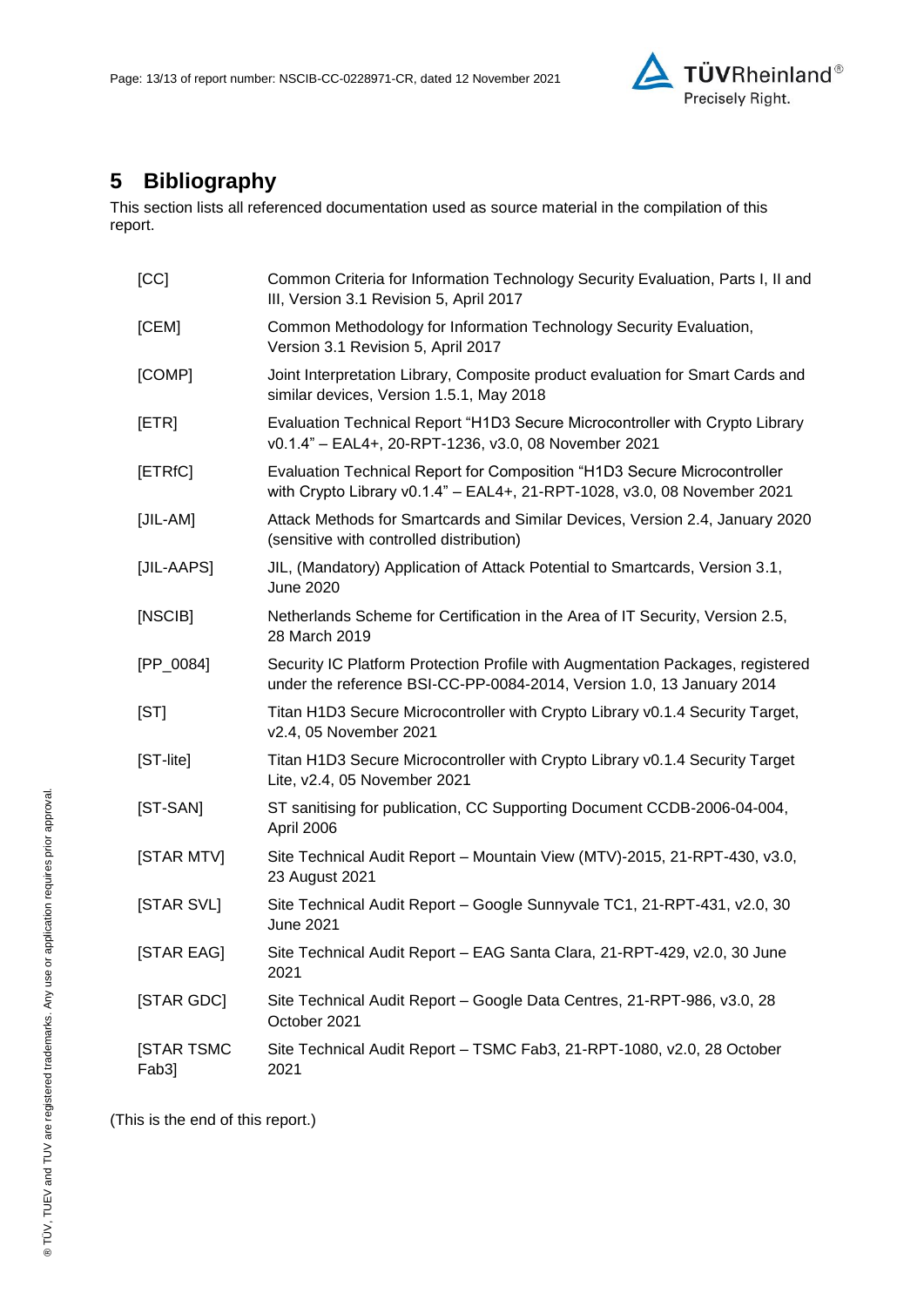# 5 Bibliography

This section lists all referenced documentation used as source material in the compilation of this report.

| | |
|---|---|
| [CC] | Common Criteria for Information Technology Security Evaluation, Parts I, II and III, Version 3.1 Revision 5, April 2017 |
| [CEM] | Common Methodology for Information Technology Security Evaluation, Version 3.1 Revision 5, April 2017 |
| [COMP] | Joint Interpretation Library, Composite product evaluation for Smart Cards and similar devices, Version 1.5.1, May 2018 |
| [ETR] | Evaluation Technical Report "H1D3 Secure Microcontroller with Crypto Library v0.1.4" – EAL4+, 20-RPT-1236, v3.0, 08 November 2021 |
| [ETRfC] | Evaluation Technical Report for Composition "H1D3 Secure Microcontroller with Crypto Library v0.1.4" – EAL4+, 21-RPT-1028, v3.0, 08 November 2021 |
| [JIL-AM] | Attack Methods for Smartcards and Similar Devices, Version 2.4, January 2020 (sensitive with controlled distribution) |
| [JIL-AAPS] | JIL, (Mandatory) Application of Attack Potential to Smartcards, Version 3.1, June 2020 |
| [NSCIB] | Netherlands Scheme for Certification in the Area of IT Security, Version 2.5, 28 March 2019 |
| [PP_0084] | Security IC Platform Protection Profile with Augmentation Packages, registered under the reference BSI-CC-PP-0084-2014, Version 1.0, 13 January 2014 |
| [ST] | Titan H1D3 Secure Microcontroller with Crypto Library v0.1.4 Security Target, v2.4, 05 November 2021 |
| [ST-lite] | Titan H1D3 Secure Microcontroller with Crypto Library v0.1.4 Security Target Lite, v2.4, 05 November 2021 |
| [ST-SAN] | ST sanitising for publication, CC Supporting Document CCDB-2006-04-004, April 2006 |
| [STAR MTV] | Site Technical Audit Report – Mountain View (MTV)-2015, 21-RPT-430, v3.0, 23 August 2021 |
| [STAR SVL] | Site Technical Audit Report – Google Sunnyvale TC1, 21-RPT-431, v2.0, 30 June 2021 |
| [STAR EAG] | Site Technical Audit Report – EAG Santa Clara, 21-RPT-429, v2.0, 30 June 2021 |
| [STAR GDC] | Site Technical Audit Report – Google Data Centres, 21-RPT-986, v3.0, 28 October 2021 |
| [STAR TSMC Fab3] | Site Technical Audit Report – TSMC Fab3, 21-RPT-1080, v2.0, 28 October 2021 |

(This is the end of this report.)